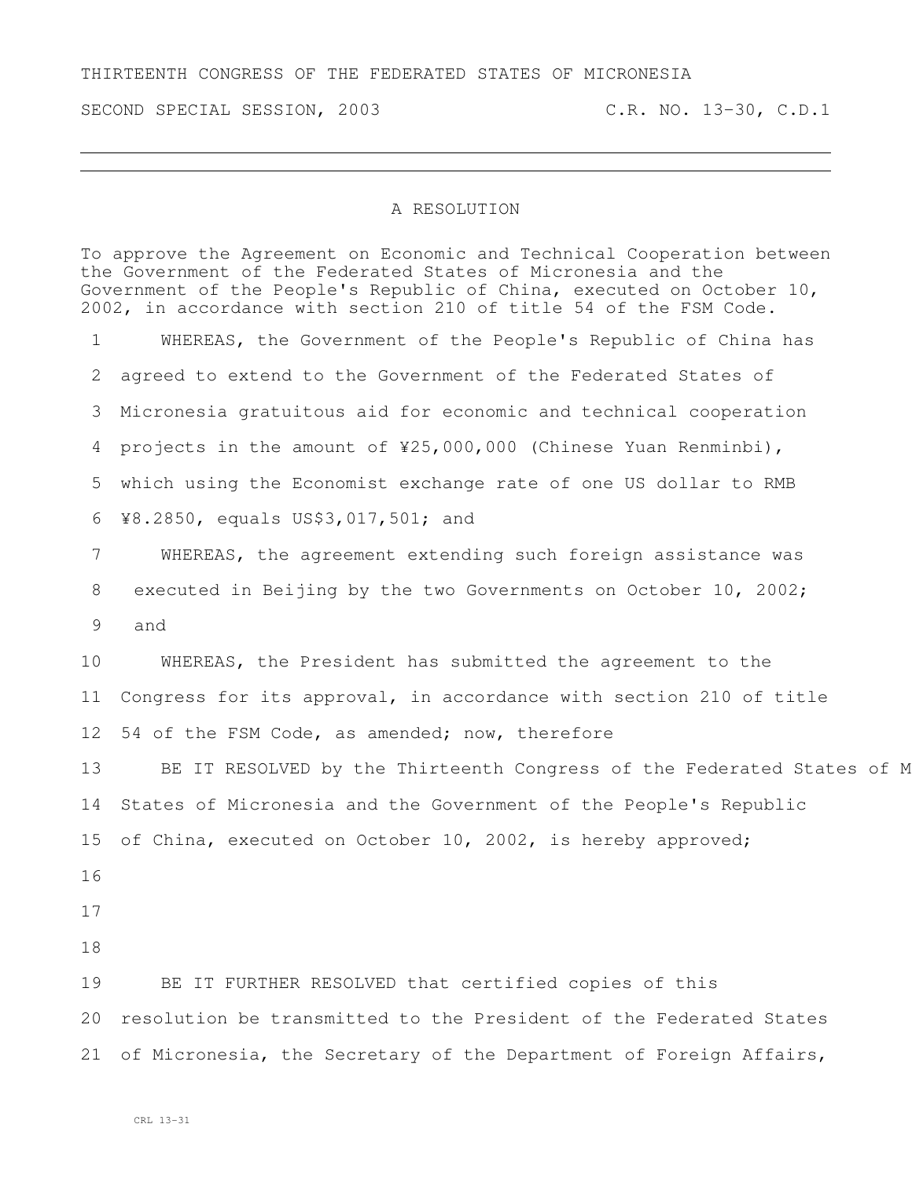THIRTEENTH CONGRESS OF THE FEDERATED STATES OF MICRONESIA

SECOND SPECIAL SESSION, 2003 C.R. NO. 13-30, C.D.1

---

# A RESOLUTION

To approve the Agreement on Economic and Technical Cooperation between the Government of the Federated States of Micronesia and the Government of the People's Republic of China, executed on October 10, 2002, in accordance with section 210 of title 54 of the FSM Code.

1 WHEREAS, the Government of the People's Republic of China has
2 agreed to extend to the Government of the Federated States of
3 Micronesia gratuitous aid for economic and technical cooperation
4 projects in the amount of ¥25,000,000 (Chinese Yuan Renminbi),
5 which using the Economist exchange rate of one US dollar to RMB
6 ¥8.2850, equals US$3,017,501; and

7 WHEREAS, the agreement extending such foreign assistance was
8 executed in Beijing by the two Governments on October 10, 2002;
9 and

10 WHEREAS, the President has submitted the agreement to the
11 Congress for its approval, in accordance with section 210 of title
12 54 of the FSM Code, as amended; now, therefore

13 BE IT RESOLVED by the Thirteenth Congress of the Federated States of M
14 States of Micronesia and the Government of the People's Republic
15 of China, executed on October 10, 2002, is hereby approved;

16

17

18

19 BE IT FURTHER RESOLVED that certified copies of this
20 resolution be transmitted to the President of the Federated States
21 of Micronesia, the Secretary of the Department of Foreign Affairs,

CRL 13-31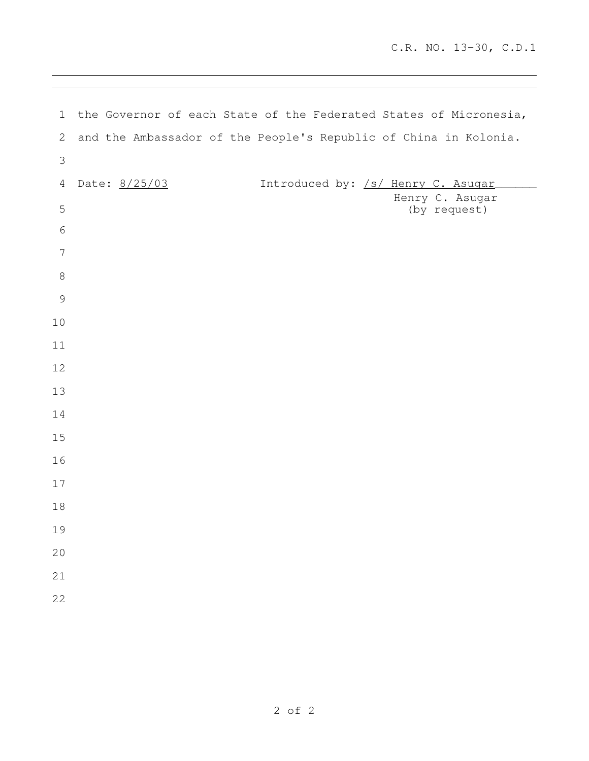the Governor of each State of the Federated States of Micronesia, and the Ambassador of the People's Republic of China in Kolonia.

Date: 8/25/03 Introduced by: /s/ Henry C. Asugar
Henry C. Asugar
(by request)